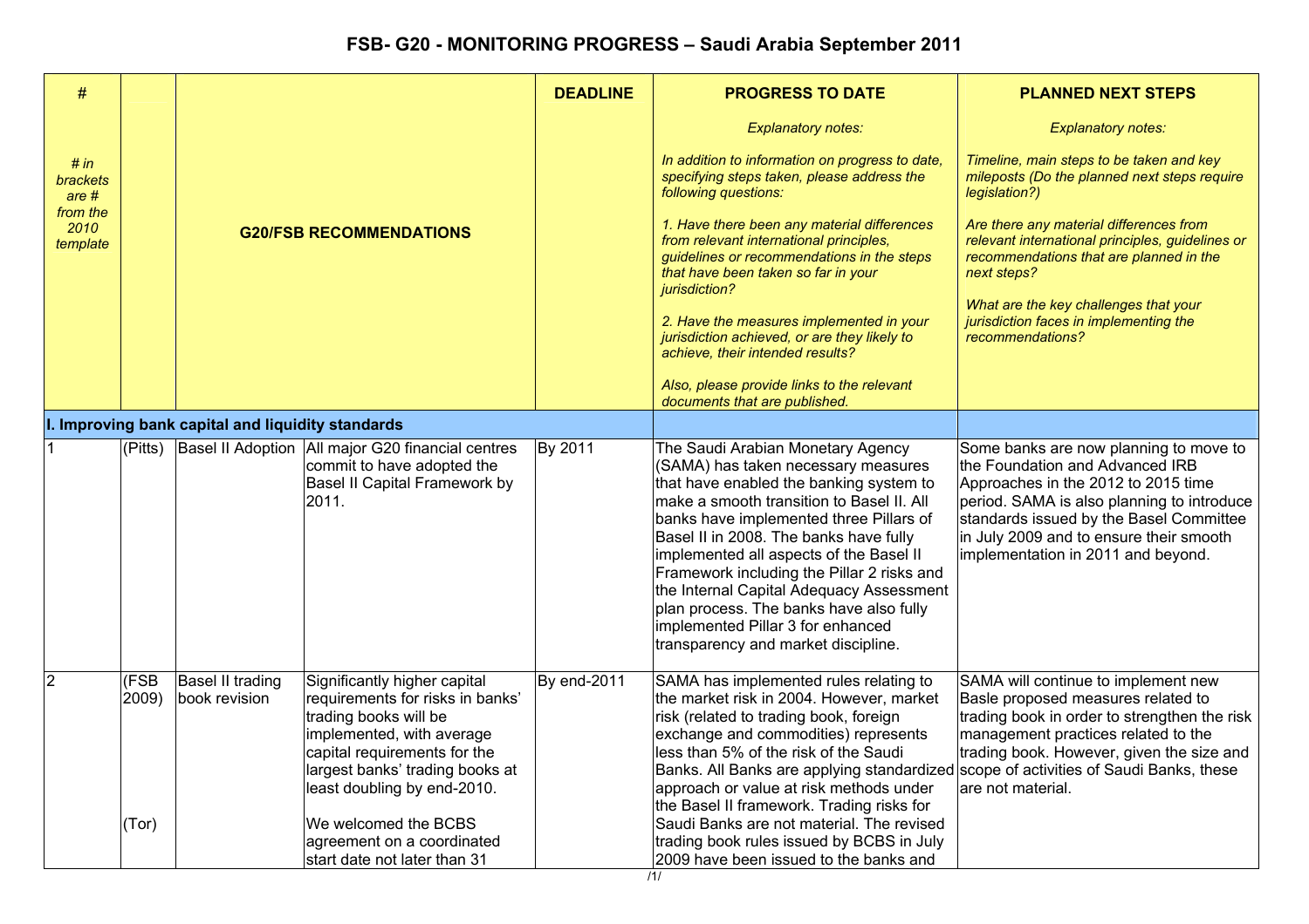# FSB- G20 - MONITORING PROGRESS – Saudi Arabia September 2011

| # <br><br> *# in brackets are # from the 2010 template* | | G20/FSB RECOMMENDATIONS | | DEADLINE | PROGRESS TO DATE <br><br> *Explanatory notes:* <br><br> *In addition to information on progress to date, specifying steps taken, please address the following questions:* <br><br> *1. Have there been any material differences from relevant international principles, guidelines or recommendations in the steps that have been taken so far in your jurisdiction?* <br><br> *2. Have the measures implemented in your jurisdiction achieved, or are they likely to achieve, their intended results?* <br><br> *Also, please provide links to the relevant documents that are published.* | PLANNED NEXT STEPS <br><br> *Explanatory notes:* <br><br> *Timeline, main steps to be taken and key mileposts (Do the planned next steps require legislation?)* <br><br> *Are there any material differences from relevant international principles, guidelines or recommendations that are planned in the next steps?* <br><br> *What are the key challenges that your jurisdiction faces in implementing the recommendations?* |
|---|---|---|---|---|---|---|
| **I. Improving bank capital and liquidity standards** | | | | | | |
| 1 | (Pitts) | Basel II Adoption | All major G20 financial centres commit to have adopted the Basel II Capital Framework by 2011. | By 2011 | The Saudi Arabian Monetary Agency (SAMA) has taken necessary measures that have enabled the banking system to make a smooth transition to Basel II. All banks have implemented three Pillars of Basel II in 2008. The banks have fully implemented all aspects of the Basel II Framework including the Pillar 2 risks and the Internal Capital Adequacy Assessment plan process. The banks have also fully implemented Pillar 3 for enhanced transparency and market discipline. | Some banks are now planning to move to the Foundation and Advanced IRB Approaches in the 2012 to 2015 time period. SAMA is also planning to introduce standards issued by the Basel Committee in July 2009 and to ensure their smooth implementation in 2011 and beyond. |
| 2 | (FSB 2009) <br><br> (Tor) | Basel II trading book revision | Significantly higher capital requirements for risks in banks' trading books will be implemented, with average capital requirements for the largest banks' trading books at least doubling by end-2010. <br><br> We welcomed the BCBS agreement on a coordinated start date not later than 31 | By end-2011 | SAMA has implemented rules relating to the market risk in 2004. However, market risk (related to trading book, foreign exchange and commodities) represents less than 5% of the risk of the Saudi Banks. All Banks are applying standardized approach or value at risk methods under the Basel II framework. Trading risks for Saudi Banks are not material. The revised trading book rules issued by BCBS in July 2009 have been issued to the banks and | SAMA will continue to implement new Basle proposed measures related to trading book in order to strengthen the risk management practices related to the trading book. However, given the size and scope of activities of Saudi Banks, these are not material. |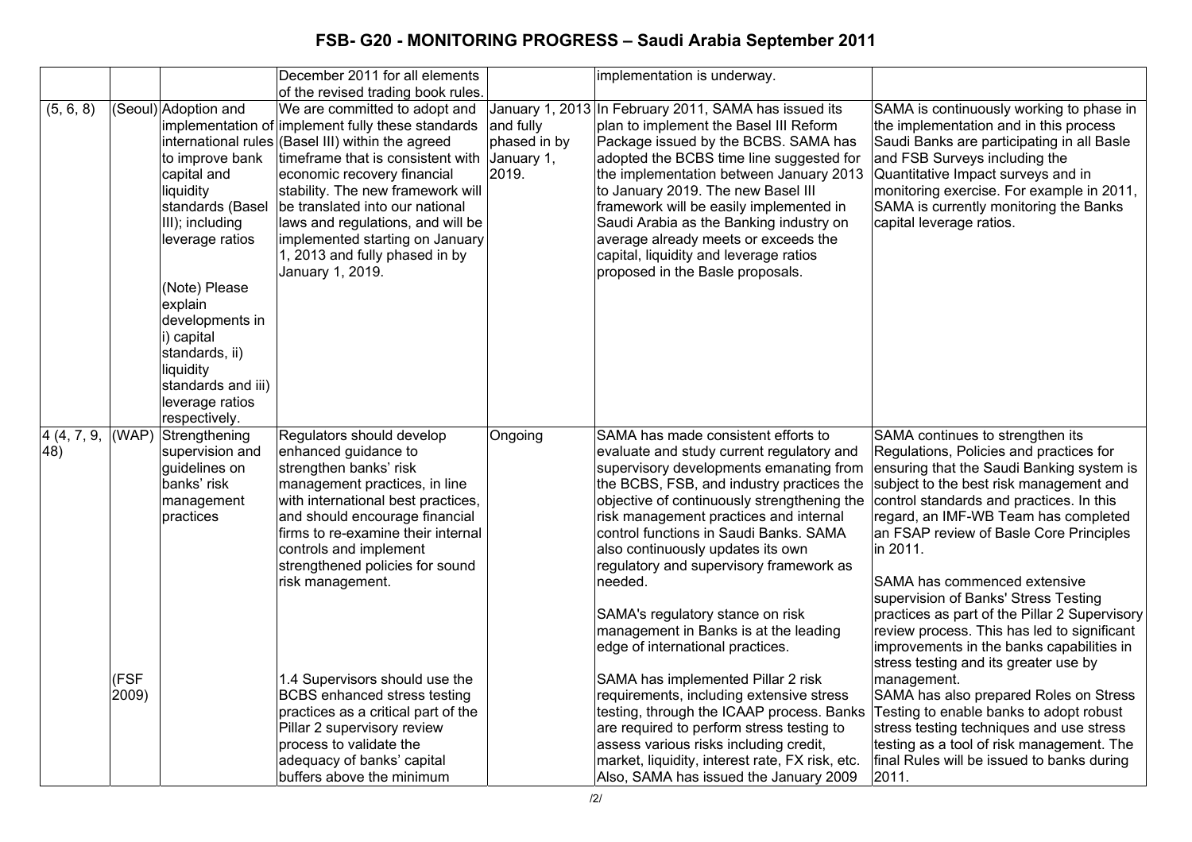# FSB- G20 - MONITORING PROGRESS – Saudi Arabia September 2011

| | | | | | | |
|---|---|---|---|---|---|---|
| | | | December 2011 for all elements of the revised trading book rules. | | implementation is underway. | |
| (5, 6, 8) | (Seoul) | Adoption and implementation of international rules to improve bank capital and liquidity standards (Basel III); including leverage ratios<br><br>(Note) Please explain developments in i) capital standards, ii) liquidity standards and iii) leverage ratios respectively. | We are committed to adopt and implement fully these standards (Basel III) within the agreed timeframe that is consistent with economic recovery financial stability. The new framework will be translated into our national laws and regulations, and will be implemented starting on January 1, 2013 and fully phased in by January 1, 2019. | January 1, 2013 and fully phased in by January 1, 2019. | In February 2011, SAMA has issued its plan to implement the Basel III Reform Package issued by the BCBS. SAMA has adopted the BCBS time line suggested for the implementation between January 2013 to January 2019. The new Basel III framework will be easily implemented in Saudi Arabia as the Banking industry on average already meets or exceeds the capital, liquidity and leverage ratios proposed in the Basle proposals. | SAMA is continuously working to phase in the implementation and in this process Saudi Banks are participating in all Basle and FSB Surveys including the Quantitative Impact surveys and in monitoring exercise. For example in 2011, SAMA is currently monitoring the Banks capital leverage ratios. |
| 4 (4, 7, 9, 48) | (WAP)<br><br>(FSF 2009) | Strengthening supervision and guidelines on banks' risk management practices | Regulators should develop enhanced guidance to strengthen banks' risk management practices, in line with international best practices, and should encourage financial firms to re-examine their internal controls and implement strengthened policies for sound risk management.<br><br>1.4 Supervisors should use the BCBS enhanced stress testing practices as a critical part of the Pillar 2 supervisory review process to validate the adequacy of banks' capital buffers above the minimum | Ongoing | SAMA has made consistent efforts to evaluate and study current regulatory and supervisory developments emanating from the BCBS, FSB, and industry practices the objective of continuously strengthening the risk management practices and internal control functions in Saudi Banks. SAMA also continuously updates its own regulatory and supervisory framework as needed.<br><br>SAMA's regulatory stance on risk management in Banks is at the leading edge of international practices.<br><br>SAMA has implemented Pillar 2 risk requirements, including extensive stress testing, through the ICAAP process. Banks are required to perform stress testing to assess various risks including credit, market, liquidity, interest rate, FX risk, etc. Also, SAMA has issued the January 2009 | SAMA continues to strengthen its Regulations, Policies and practices for ensuring that the Saudi Banking system is subject to the best risk management and control standards and practices. In this regard, an IMF-WB Team has completed an FSAP review of Basle Core Principles in 2011.<br><br>SAMA has commenced extensive supervision of Banks' Stress Testing practices as part of the Pillar 2 Supervisory review process. This has led to significant improvements in the banks capabilities in stress testing and its greater use by management.<br>SAMA has also prepared Roles on Stress Testing to enable banks to adopt robust stress testing techniques and use stress testing as a tool of risk management. The final Rules will be issued to banks during 2011. |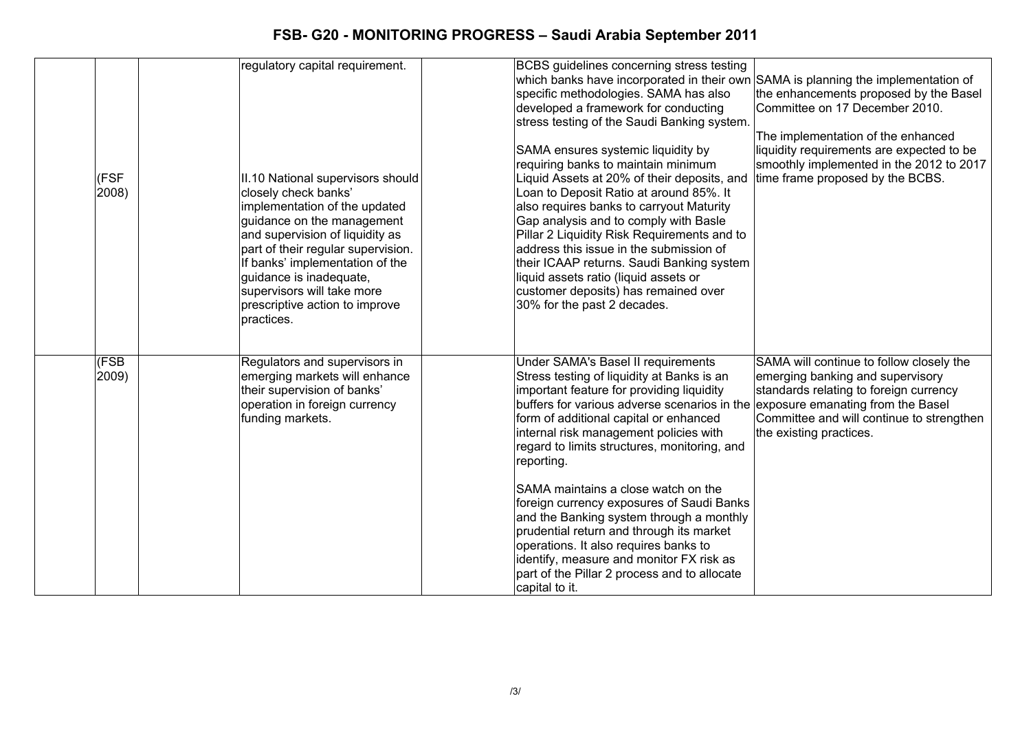# FSB- G20 - MONITORING PROGRESS – Saudi Arabia September 2011

| | | | | | | |
|---|---|---|---|---|---|---|
| | | | regulatory capital requirement. | | BCBS guidelines concerning stress testing which banks have incorporated in their own specific methodologies. SAMA has also developed a framework for conducting stress testing of the Saudi Banking system. | SAMA is planning the implementation of the enhancements proposed by the Basel Committee on 17 December 2010. |
| | (FSF 2008) | | II.10 National supervisors should closely check banks' implementation of the updated guidance on the management and supervision of liquidity as part of their regular supervision. If banks' implementation of the guidance is inadequate, supervisors will take more prescriptive action to improve practices. | | SAMA ensures systemic liquidity by requiring banks to maintain minimum Liquid Assets at 20% of their deposits, and Loan to Deposit Ratio at around 85%. It also requires banks to carryout Maturity Gap analysis and to comply with Basle Pillar 2 Liquidity Risk Requirements and to address this issue in the submission of their ICAAP returns. Saudi Banking system liquid assets ratio (liquid assets or customer deposits) has remained over 30% for the past 2 decades. | The implementation of the enhanced liquidity requirements are expected to be smoothly implemented in the 2012 to 2017 time frame proposed by the BCBS. |
| | (FSB 2009) | | Regulators and supervisors in emerging markets will enhance their supervision of banks' operation in foreign currency funding markets. | | Under SAMA's Basel II requirements Stress testing of liquidity at Banks is an important feature for providing liquidity buffers for various adverse scenarios in the form of additional capital or enhanced internal risk management policies with regard to limits structures, monitoring, and reporting.<br><br>SAMA maintains a close watch on the foreign currency exposures of Saudi Banks and the Banking system through a monthly prudential return and through its market operations. It also requires banks to identify, measure and monitor FX risk as part of the Pillar 2 process and to allocate capital to it. | SAMA will continue to follow closely the emerging banking and supervisory standards relating to foreign currency exposure emanating from the Basel Committee and will continue to strengthen the existing practices. |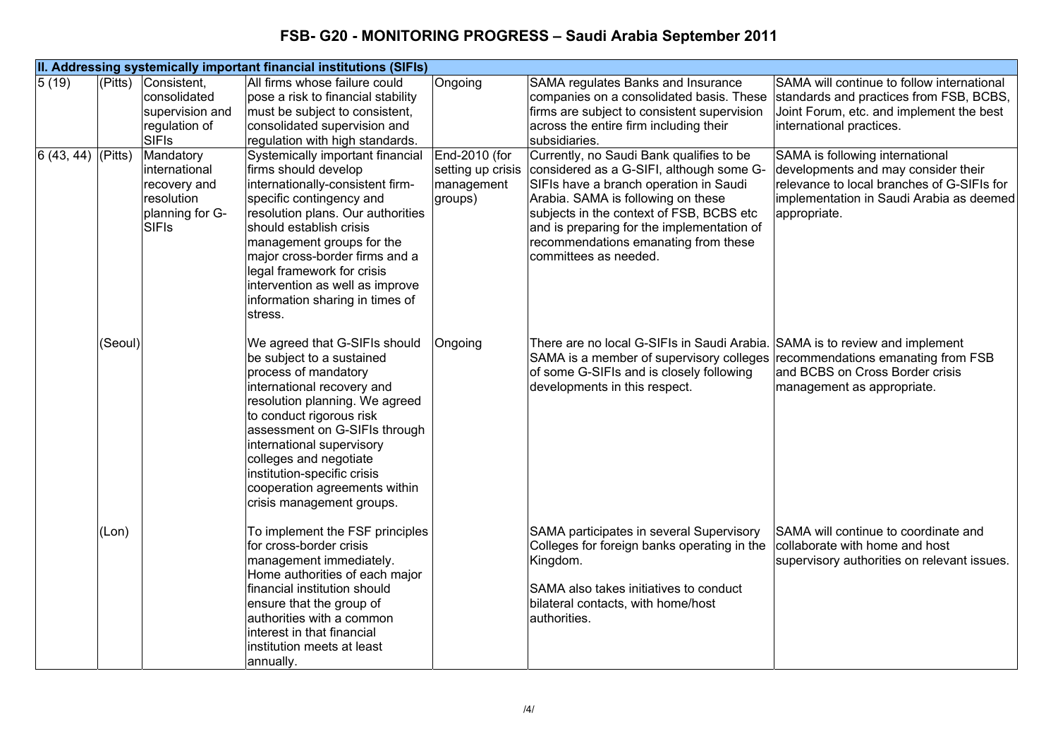# FSB- G20 - MONITORING PROGRESS – Saudi Arabia September 2011

| | | | | | | |
|---|---|---|---|---|---|---|
| **II. Addressing systemically important financial institutions (SIFIs)** | | | | | | |
| 5 (19) | (Pitts) | Consistent, consolidated supervision and regulation of SIFIs | All firms whose failure could pose a risk to financial stability must be subject to consistent, consolidated supervision and regulation with high standards. | Ongoing | SAMA regulates Banks and Insurance companies on a consolidated basis. These firms are subject to consistent supervision across the entire firm including their subsidiaries. | SAMA will continue to follow international standards and practices from FSB, BCBS, Joint Forum, etc. and implement the best international practices. |
| 6 (43, 44) | (Pitts) | Mandatory international recovery and resolution planning for G-SIFIs | Systemically important financial firms should develop internationally-consistent firm-specific contingency and resolution plans. Our authorities should establish crisis management groups for the major cross-border firms and a legal framework for crisis intervention as well as improve information sharing in times of stress. | End-2010 (for setting up crisis management groups) | Currently, no Saudi Bank qualifies to be considered as a G-SIFI, although some G-SIFIs have a branch operation in Saudi Arabia. SAMA is following on these subjects in the context of FSB, BCBS etc and is preparing for the implementation of recommendations emanating from these committees as needed. | SAMA is following international developments and may consider their relevance to local branches of G-SIFIs for implementation in Saudi Arabia as deemed appropriate. |
| | (Seoul) | | We agreed that G-SIFIs should be subject to a sustained process of mandatory international recovery and resolution planning. We agreed to conduct rigorous risk assessment on G-SIFIs through international supervisory colleges and negotiate institution-specific crisis cooperation agreements within crisis management groups. | Ongoing | There are no local G-SIFIs in Saudi Arabia. SAMA is a member of supervisory colleges of some G-SIFIs and is closely following developments in this respect. | SAMA is to review and implement recommendations emanating from FSB and BCBS on Cross Border crisis management as appropriate. |
| | (Lon) | | To implement the FSF principles for cross-border crisis management immediately. Home authorities of each major financial institution should ensure that the group of authorities with a common interest in that financial institution meets at least annually. | | SAMA participates in several Supervisory Colleges for foreign banks operating in the Kingdom.<br><br>SAMA also takes initiatives to conduct bilateral contacts, with home/host authorities. | SAMA will continue to coordinate and collaborate with home and host supervisory authorities on relevant issues. |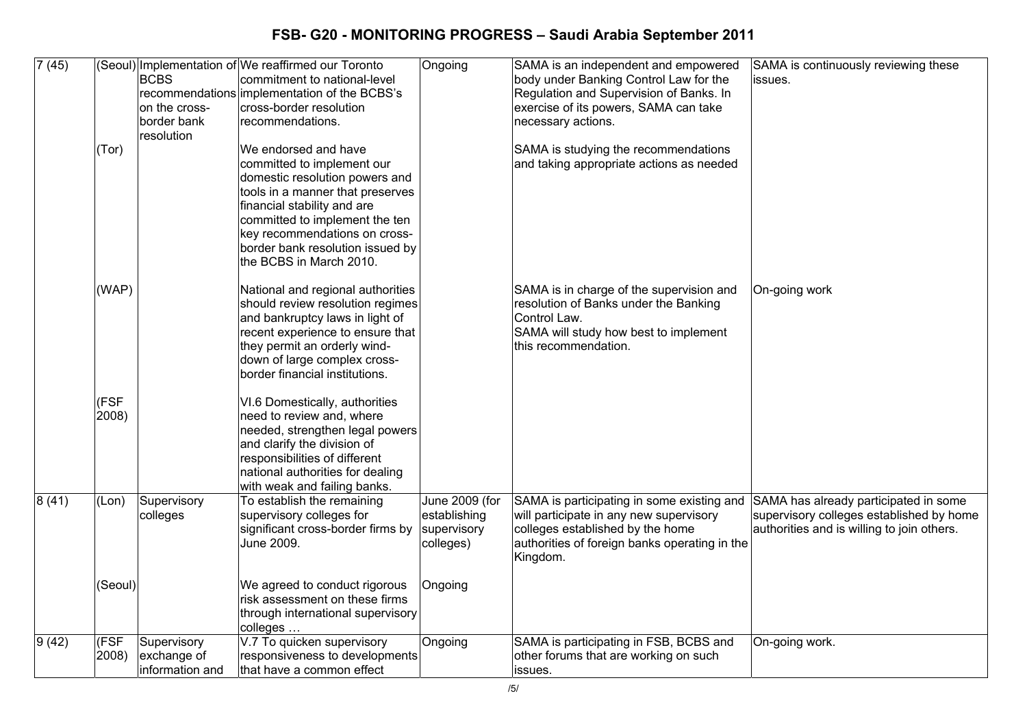# FSB- G20 - MONITORING PROGRESS – Saudi Arabia September 2011

| | | | | | | |
|---|---|---|---|---|---|---|
| 7 (45) | (Seoul) | Implementation of BCBS recommendations on the cross-border bank resolution | We reaffirmed our Toronto commitment to national-level implementation of the BCBS's cross-border resolution recommendations. | Ongoing | SAMA is an independent and empowered body under Banking Control Law for the Regulation and Supervision of Banks. In exercise of its powers, SAMA can take necessary actions. | SAMA is continuously reviewing these issues. |
| | (Tor) | | We endorsed and have committed to implement our domestic resolution powers and tools in a manner that preserves financial stability and are committed to implement the ten key recommendations on cross-border bank resolution issued by the BCBS in March 2010. | | SAMA is studying the recommendations and taking appropriate actions as needed | |
| | (WAP) | | National and regional authorities should review resolution regimes and bankruptcy laws in light of recent experience to ensure that they permit an orderly wind-down of large complex cross-border financial institutions. | | SAMA is in charge of the supervision and resolution of Banks under the Banking Control Law.<br>SAMA will study how best to implement this recommendation. | On-going work |
| | (FSF 2008) | | VI.6 Domestically, authorities need to review and, where needed, strengthen legal powers and clarify the division of responsibilities of different national authorities for dealing with weak and failing banks. | | | |
| 8 (41) | (Lon) | Supervisory colleges | To establish the remaining supervisory colleges for significant cross-border firms by June 2009. | June 2009 (for establishing supervisory colleges) | SAMA is participating in some existing and will participate in any new supervisory colleges established by the home authorities of foreign banks operating in the Kingdom. | SAMA has already participated in some supervisory colleges established by home authorities and is willing to join others. |
| | (Seoul) | | We agreed to conduct rigorous risk assessment on these firms through international supervisory colleges … | Ongoing | | |
| 9 (42) | (FSF 2008) | Supervisory exchange of information and | V.7 To quicken supervisory responsiveness to developments that have a common effect | Ongoing | SAMA is participating in FSB, BCBS and other forums that are working on such issues. | On-going work. |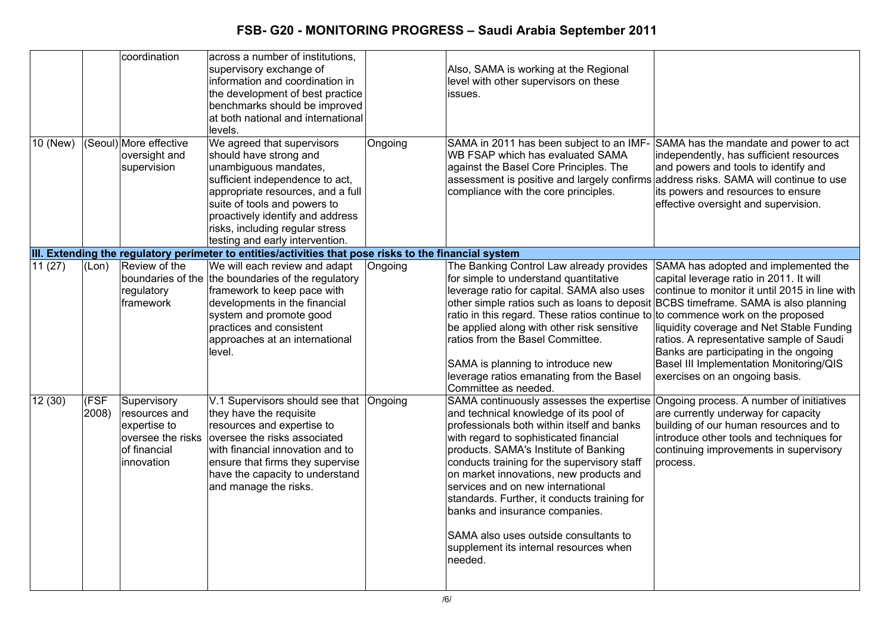| | | coordination | across a number of institutions, supervisory exchange of information and coordination in the development of best practice benchmarks should be improved at both national and international levels. | | Also, SAMA is working at the Regional level with other supervisors on these issues. | |
|---|---|---|---|---|---|---|
| 10 (New) | (Seoul) | More effective oversight and supervision | We agreed that supervisors should have strong and unambiguous mandates, sufficient independence to act, appropriate resources, and a full suite of tools and powers to proactively identify and address risks, including regular stress testing and early intervention. | Ongoing | SAMA in 2011 has been subject to an IMF-WB FSAP which has evaluated SAMA against the Basel Core Principles. The assessment is positive and largely confirms compliance with the core principles. | SAMA has the mandate and power to act independently, has sufficient resources and powers and tools to identify and address risks. SAMA will continue to use its powers and resources to ensure effective oversight and supervision. |
| **III. Extending the regulatory perimeter to entities/activities that pose risks to the financial system** | | | | | | |
| 11 (27) | (Lon) | Review of the boundaries of the regulatory framework | We will each review and adapt the boundaries of the regulatory framework to keep pace with developments in the financial system and promote good practices and consistent approaches at an international level. | Ongoing | The Banking Control Law already provides for simple to understand quantitative leverage ratio for capital. SAMA also uses other simple ratios such as loans to deposit ratio in this regard. These ratios continue to be applied along with other risk sensitive ratios from the Basel Committee.<br><br>SAMA is planning to introduce new leverage ratios emanating from the Basel Committee as needed. | SAMA has adopted and implemented the capital leverage ratio in 2011. It will continue to monitor it until 2015 in line with BCBS timeframe. SAMA is also planning to commence work on the proposed liquidity coverage and Net Stable Funding ratios. A representative sample of Saudi Banks are participating in the ongoing Basel III Implementation Monitoring/QIS exercises on an ongoing basis. |
| 12 (30) | (FSF 2008) | Supervisory resources and expertise to oversee the risks of financial innovation | V.1 Supervisors should see that they have the requisite resources and expertise to oversee the risks associated with financial innovation and to ensure that firms they supervise have the capacity to understand and manage the risks. | Ongoing | SAMA continuously assesses the expertise and technical knowledge of its pool of professionals both within itself and banks with regard to sophisticated financial products. SAMA's Institute of Banking conducts training for the supervisory staff on market innovations, new products and services and on new international standards. Further, it conducts training for banks and insurance companies.<br><br>SAMA also uses outside consultants to supplement its internal resources when needed. | Ongoing process. A number of initiatives are currently underway for capacity building of our human resources and to introduce other tools and techniques for continuing improvements in supervisory process. |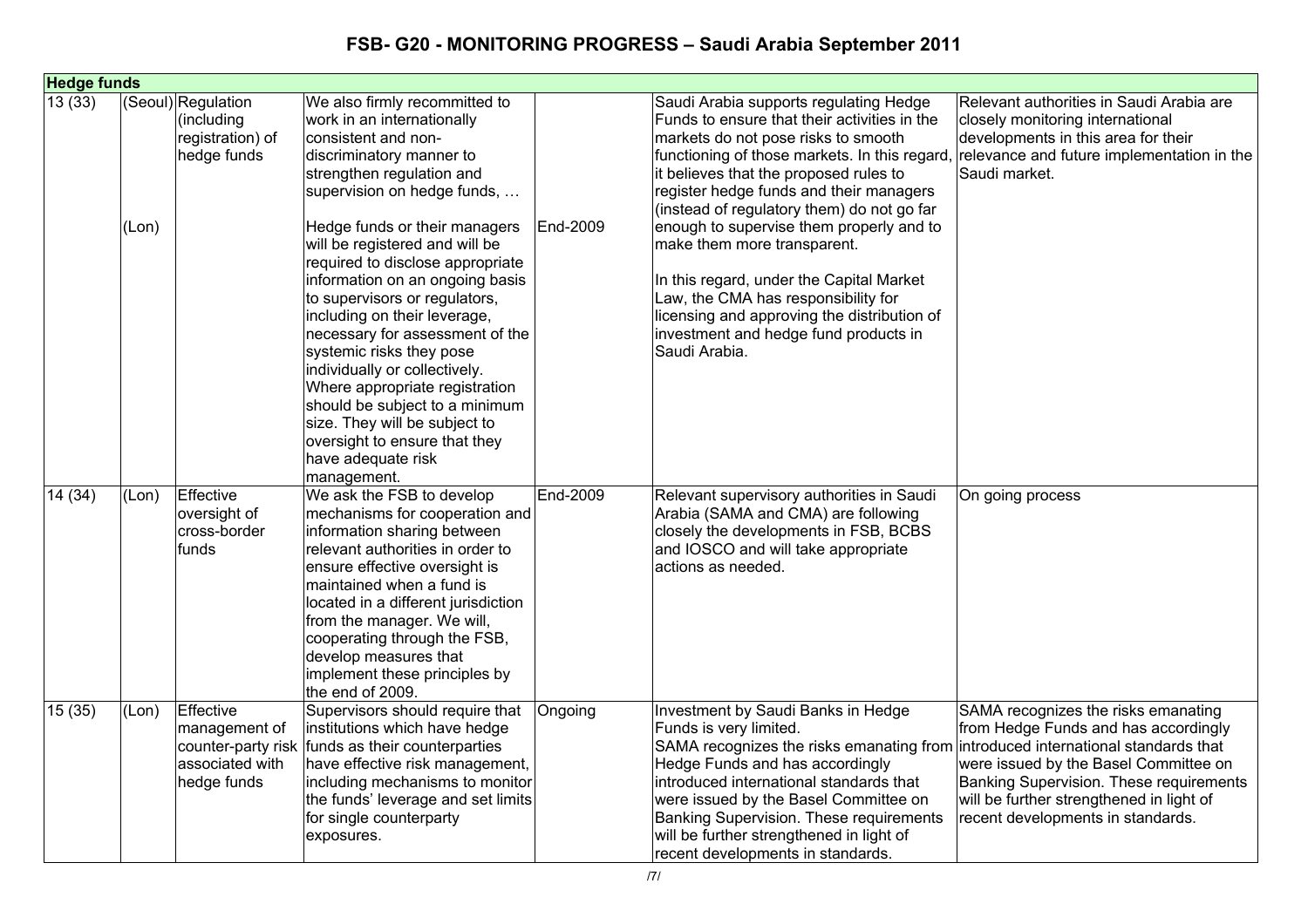# FSB- G20 - MONITORING PROGRESS – Saudi Arabia September 2011

| **Hedge funds** | | | | | | |
|---|---|---|---|---|---|---|
| 13 (33) | (Seoul)<br><br>(Lon) | Regulation (including registration) of hedge funds | We also firmly recommitted to work in an internationally consistent and non-discriminatory manner to strengthen regulation and supervision on hedge funds, …<br><br>Hedge funds or their managers will be registered and will be required to disclose appropriate information on an ongoing basis to supervisors or regulators, including on their leverage, necessary for assessment of the systemic risks they pose individually or collectively. Where appropriate registration should be subject to a minimum size. They will be subject to oversight to ensure that they have adequate risk management. | <br><br>End-2009 | Saudi Arabia supports regulating Hedge Funds to ensure that their activities in the markets do not pose risks to smooth functioning of those markets. In this regard, it believes that the proposed rules to register hedge funds and their managers (instead of regulatory them) do not go far enough to supervise them properly and to make them more transparent.<br><br>In this regard, under the Capital Market Law, the CMA has responsibility for licensing and approving the distribution of investment and hedge fund products in Saudi Arabia. | Relevant authorities in Saudi Arabia are closely monitoring international developments in this area for their relevance and future implementation in the Saudi market. |
| 14 (34) | (Lon) | Effective oversight of cross-border funds | We ask the FSB to develop mechanisms for cooperation and information sharing between relevant authorities in order to ensure effective oversight is maintained when a fund is located in a different jurisdiction from the manager. We will, cooperating through the FSB, develop measures that implement these principles by the end of 2009. | End-2009 | Relevant supervisory authorities in Saudi Arabia (SAMA and CMA) are following closely the developments in FSB, BCBS and IOSCO and will take appropriate actions as needed. | On going process |
| 15 (35) | (Lon) | Effective management of counter-party risk associated with hedge funds | Supervisors should require that institutions which have hedge funds as their counterparties have effective risk management, including mechanisms to monitor the funds' leverage and set limits for single counterparty exposures. | Ongoing | Investment by Saudi Banks in Hedge Funds is very limited.<br>SAMA recognizes the risks emanating from Hedge Funds and has accordingly introduced international standards that were issued by the Basel Committee on Banking Supervision. These requirements will be further strengthened in light of recent developments in standards. | SAMA recognizes the risks emanating from Hedge Funds and has accordingly introduced international standards that were issued by the Basel Committee on Banking Supervision. These requirements will be further strengthened in light of recent developments in standards. |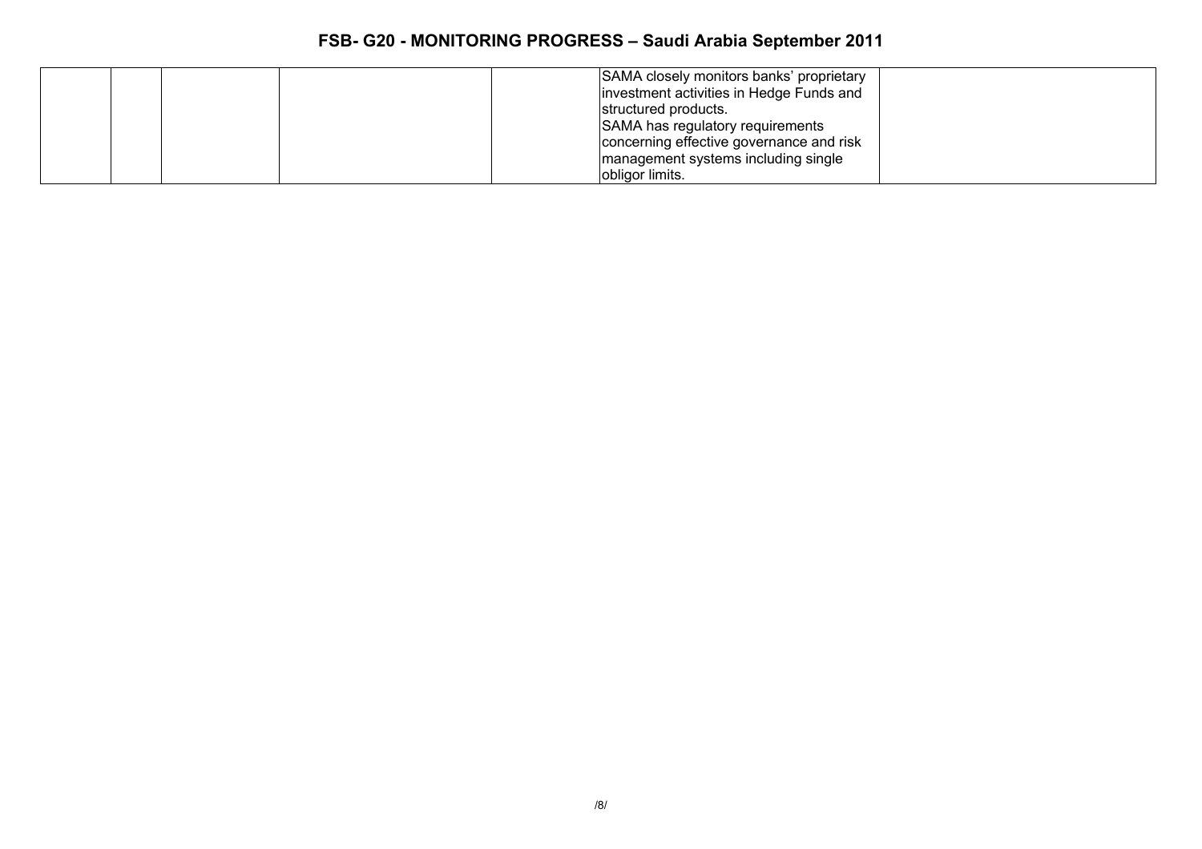| | | | | | | |
|---|---|---|---|---|---|---|
| | | | | | SAMA closely monitors banks' proprietary investment activities in Hedge Funds and structured products.<br>SAMA has regulatory requirements concerning effective governance and risk management systems including single obligor limits. | |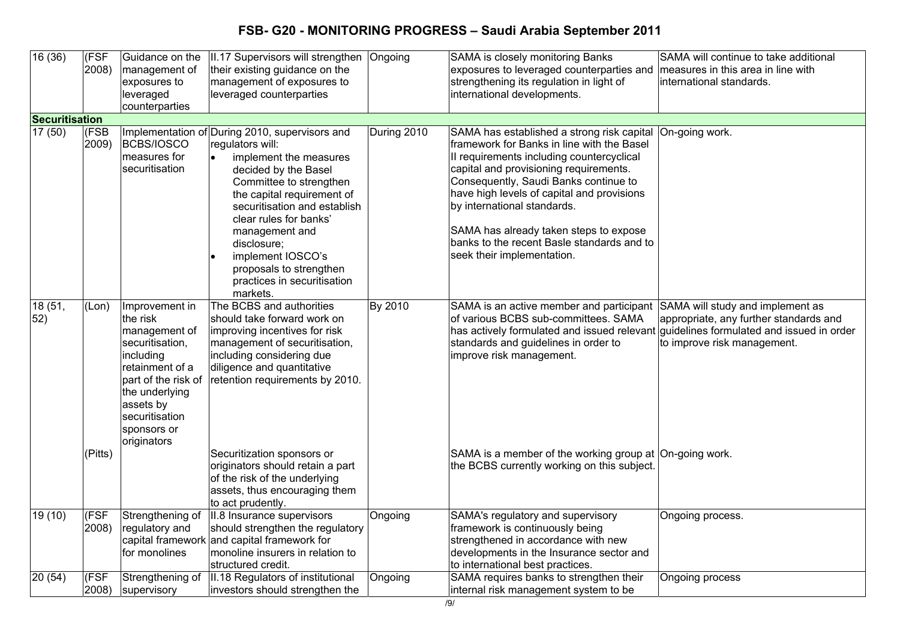| | | | | | | |
|---|---|---|---|---|---|---|
| 16 (36) | (FSF 2008) | Guidance on the management of exposures to leveraged counterparties | II.17 Supervisors will strengthen their existing guidance on the management of exposures to leveraged counterparties | Ongoing | SAMA is closely monitoring Banks exposures to leveraged counterparties and strengthening its regulation in light of international developments. | SAMA will continue to take additional measures in this area in line with international standards. |
| **Securitisation** | | | | | | |
| 17 (50) | (FSB 2009) | Implementation of BCBS/IOSCO measures for securitisation | During 2010, supervisors and regulators will: • implement the measures decided by the Basel Committee to strengthen the capital requirement of securitisation and establish clear rules for banks' management and disclosure; • implement IOSCO's proposals to strengthen practices in securitisation markets. | During 2010 | SAMA has established a strong risk capital framework for Banks in line with the Basel II requirements including countercyclical capital and provisioning requirements. Consequently, Saudi Banks continue to have high levels of capital and provisions by international standards. SAMA has already taken steps to expose banks to the recent Basle standards and to seek their implementation. | On-going work. |
| 18 (51, 52) | (Lon) | Improvement in the risk management of securitisation, including retainment of a part of the risk of the underlying assets by securitisation sponsors or originators | The BCBS and authorities should take forward work on improving incentives for risk management of securitisation, including considering due diligence and quantitative retention requirements by 2010. | By 2010 | SAMA is an active member and participant of various BCBS sub-committees. SAMA has actively formulated and issued relevant standards and guidelines in order to improve risk management. | SAMA will study and implement as appropriate, any further standards and guidelines formulated and issued in order to improve risk management. |
| | (Pitts) | | Securitization sponsors or originators should retain a part of the risk of the underlying assets, thus encouraging them to act prudently. | | SAMA is a member of the working group at the BCBS currently working on this subject. | On-going work. |
| 19 (10) | (FSF 2008) | Strengthening of regulatory and capital framework for monolines | II.8 Insurance supervisors should strengthen the regulatory and capital framework for monoline insurers in relation to structured credit. | Ongoing | SAMA's regulatory and supervisory framework is continuously being strengthened in accordance with new developments in the Insurance sector and to international best practices. | Ongoing process. |
| 20 (54) | (FSF 2008) | Strengthening of supervisory | II.18 Regulators of institutional investors should strengthen the | Ongoing | SAMA requires banks to strengthen their internal risk management system to be | Ongoing process |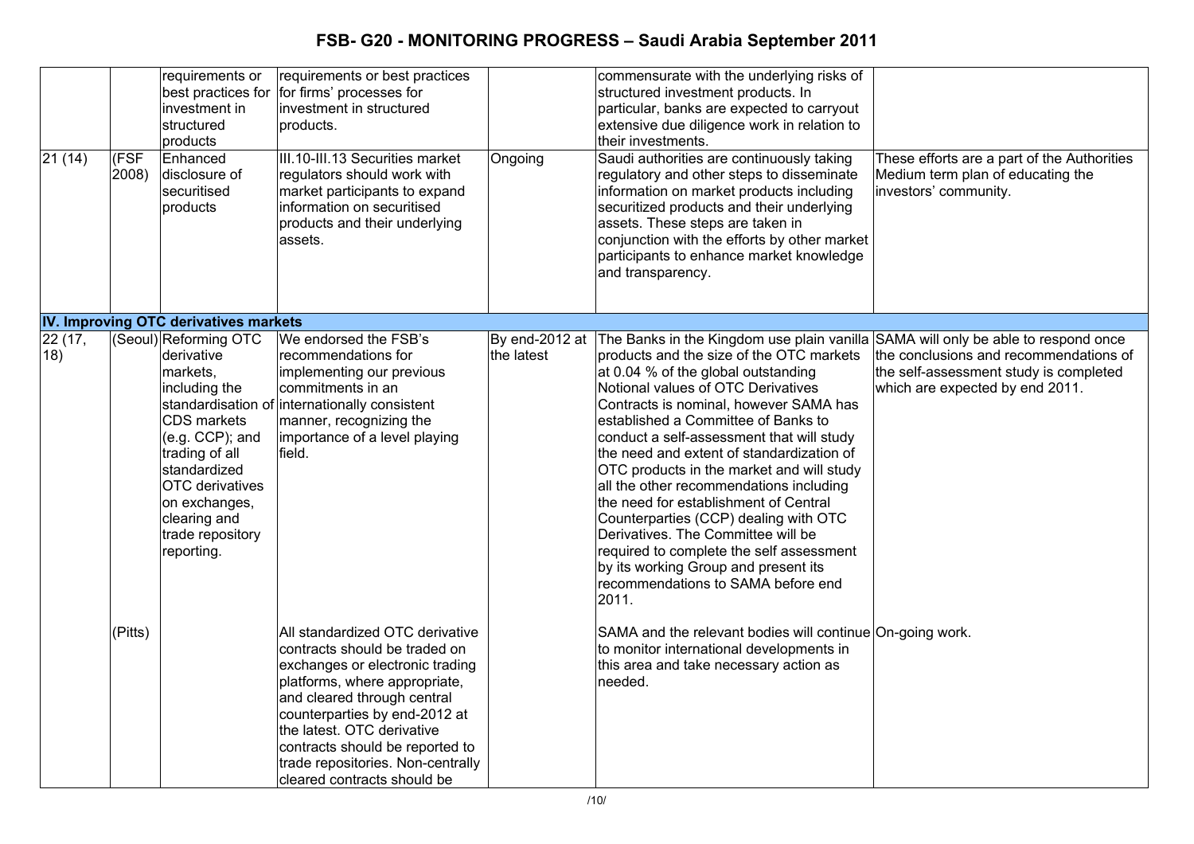# FSB- G20 - MONITORING PROGRESS – Saudi Arabia September 2011

| | | | | | | |
|---|---|---|---|---|---|---|
| | | requirements or best practices for investment in structured products | requirements or best practices for firms' processes for investment in structured products. | | commensurate with the underlying risks of structured investment products. In particular, banks are expected to carryout extensive due diligence work in relation to their investments. | |
| 21 (14) | (FSF 2008) | Enhanced disclosure of securitised products | III.10-III.13 Securities market regulators should work with market participants to expand information on securitised products and their underlying assets. | Ongoing | Saudi authorities are continuously taking regulatory and other steps to disseminate information on market products including securitized products and their underlying assets. These steps are taken in conjunction with the efforts by other market participants to enhance market knowledge and transparency. | These efforts are a part of the Authorities Medium term plan of educating the investors' community. |
| **IV. Improving OTC derivatives markets** | | | | | | |
| 22 (17, 18) | (Seoul) | Reforming OTC derivative markets, including the standardisation of CDS markets (e.g. CCP); and trading of all standardized OTC derivatives on exchanges, clearing and trade repository reporting. | We endorsed the FSB's recommendations for implementing our previous commitments in an internationally consistent manner, recognizing the importance of a level playing field. | By end-2012 at the latest | The Banks in the Kingdom use plain vanilla products and the size of the OTC markets at 0.04 % of the global outstanding Notional values of OTC Derivatives Contracts is nominal, however SAMA has established a Committee of Banks to conduct a self-assessment that will study the need and extent of standardization of OTC products in the market and will study all the other recommendations including the need for establishment of Central Counterparties (CCP) dealing with OTC Derivatives. The Committee will be required to complete the self assessment by its working Group and present its recommendations to SAMA before end 2011. | SAMA will only be able to respond once the conclusions and recommendations of the self-assessment study is completed which are expected by end 2011. |
| | (Pitts) | | All standardized OTC derivative contracts should be traded on exchanges or electronic trading platforms, where appropriate, and cleared through central counterparties by end-2012 at the latest. OTC derivative contracts should be reported to trade repositories. Non-centrally cleared contracts should be | | SAMA and the relevant bodies will continue to monitor international developments in this area and take necessary action as needed. | On-going work. |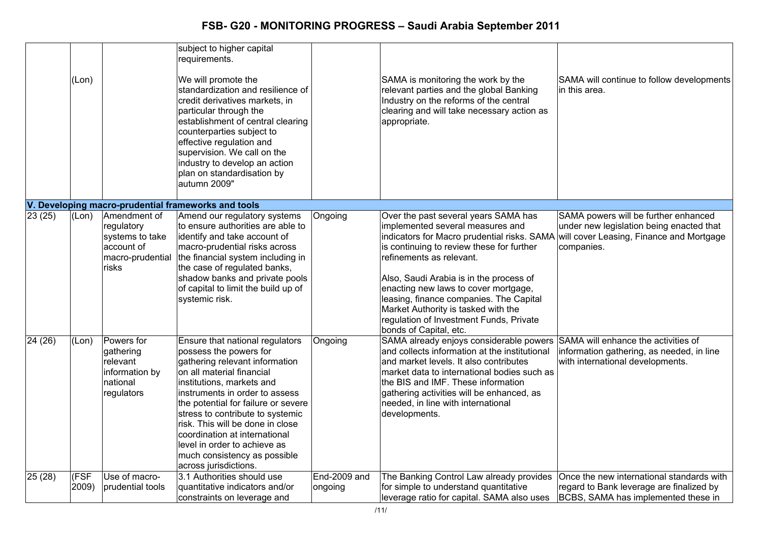| | (Lon) | | subject to higher capital requirements.<br><br>We will promote the standardization and resilience of credit derivatives markets, in particular through the establishment of central clearing counterparties subject to effective regulation and supervision. We call on the industry to develop an action plan on standardisation by autumn 2009" | | SAMA is monitoring the work by the relevant parties and the global Banking Industry on the reforms of the central clearing and will take necessary action as appropriate. | SAMA will continue to follow developments in this area. |
|---|---|---|---|---|---|---|
| **V. Developing macro-prudential frameworks and tools** | | | | | | |
| 23 (25) | (Lon) | Amendment of regulatory systems to take account of macro-prudential risks | Amend our regulatory systems to ensure authorities are able to identify and take account of macro-prudential risks across the financial system including in the case of regulated banks, shadow banks and private pools of capital to limit the build up of systemic risk. | Ongoing | Over the past several years SAMA has implemented several measures and indicators for Macro prudential risks. SAMA is continuing to review these for further refinements as relevant.<br><br>Also, Saudi Arabia is in the process of enacting new laws to cover mortgage, leasing, finance companies. The Capital Market Authority is tasked with the regulation of Investment Funds, Private bonds of Capital, etc. | SAMA powers will be further enhanced under new legislation being enacted that will cover Leasing, Finance and Mortgage companies. |
| 24 (26) | (Lon) | Powers for gathering relevant information by national regulators | Ensure that national regulators possess the powers for gathering relevant information on all material financial institutions, markets and instruments in order to assess the potential for failure or severe stress to contribute to systemic risk. This will be done in close coordination at international level in order to achieve as much consistency as possible across jurisdictions. | Ongoing | SAMA already enjoys considerable powers and collects information at the institutional and market levels. It also contributes market data to international bodies such as the BIS and IMF. These information gathering activities will be enhanced, as needed, in line with international developments. | SAMA will enhance the activities of information gathering, as needed, in line with international developments. |
| 25 (28) | (FSF 2009) | Use of macro-prudential tools | 3.1 Authorities should use quantitative indicators and/or constraints on leverage and | End-2009 and ongoing | The Banking Control Law already provides for simple to understand quantitative leverage ratio for capital. SAMA also uses | Once the new international standards with regard to Bank leverage are finalized by BCBS, SAMA has implemented these in |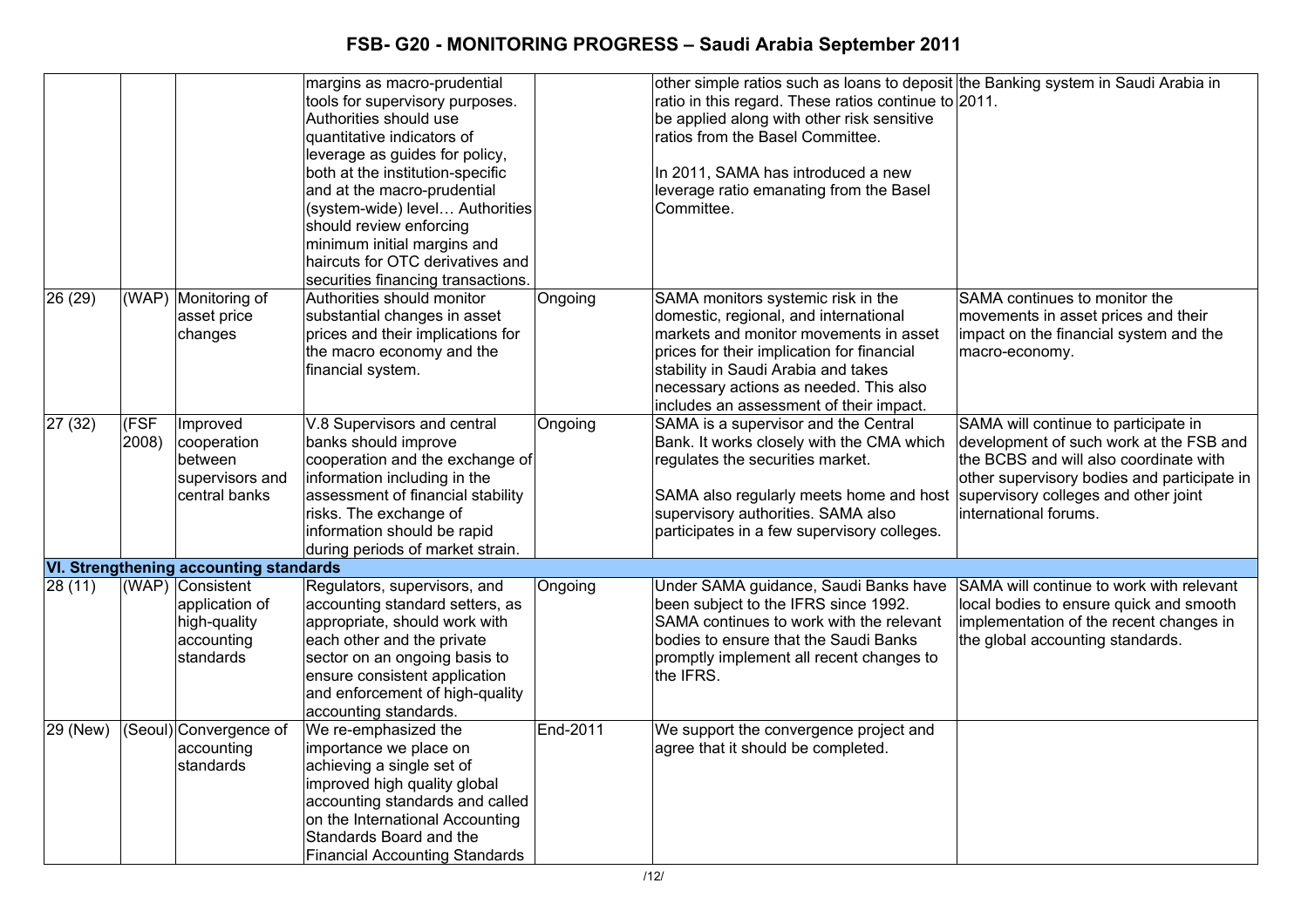| | | | | | | |
|---|---|---|---|---|---|---|
| | | | margins as macro-prudential tools for supervisory purposes. Authorities should use quantitative indicators of leverage as guides for policy, both at the institution-specific and at the macro-prudential (system-wide) level… Authorities should review enforcing minimum initial margins and haircuts for OTC derivatives and securities financing transactions. | | other simple ratios such as loans to deposit ratio in this regard. These ratios continue to be applied along with other risk sensitive ratios from the Basel Committee.<br><br>In 2011, SAMA has introduced a new leverage ratio emanating from the Basel Committee. | the Banking system in Saudi Arabia in 2011. |
| 26 (29) | (WAP) | Monitoring of asset price changes | Authorities should monitor substantial changes in asset prices and their implications for the macro economy and the financial system. | Ongoing | SAMA monitors systemic risk in the domestic, regional, and international markets and monitor movements in asset prices for their implication for financial stability in Saudi Arabia and takes necessary actions as needed. This also includes an assessment of their impact. | SAMA continues to monitor the movements in asset prices and their impact on the financial system and the macro-economy. |
| 27 (32) | (FSF 2008) | Improved cooperation between supervisors and central banks | V.8 Supervisors and central banks should improve cooperation and the exchange of information including in the assessment of financial stability risks. The exchange of information should be rapid during periods of market strain. | Ongoing | SAMA is a supervisor and the Central Bank. It works closely with the CMA which regulates the securities market.<br><br>SAMA also regularly meets home and host supervisory authorities. SAMA also participates in a few supervisory colleges. | SAMA will continue to participate in development of such work at the FSB and the BCBS and will also coordinate with other supervisory bodies and participate in supervisory colleges and other joint international forums. |
| **VI. Strengthening accounting standards** | | | | | | |
| 28 (11) | (WAP) | Consistent application of high-quality accounting standards | Regulators, supervisors, and accounting standard setters, as appropriate, should work with each other and the private sector on an ongoing basis to ensure consistent application and enforcement of high-quality accounting standards. | Ongoing | Under SAMA guidance, Saudi Banks have been subject to the IFRS since 1992. SAMA continues to work with the relevant bodies to ensure that the Saudi Banks promptly implement all recent changes to the IFRS. | SAMA will continue to work with relevant local bodies to ensure quick and smooth implementation of the recent changes in the global accounting standards. |
| 29 (New) | (Seoul) | Convergence of accounting standards | We re-emphasized the importance we place on achieving a single set of improved high quality global accounting standards and called on the International Accounting Standards Board and the Financial Accounting Standards | End-2011 | We support the convergence project and agree that it should be completed. | |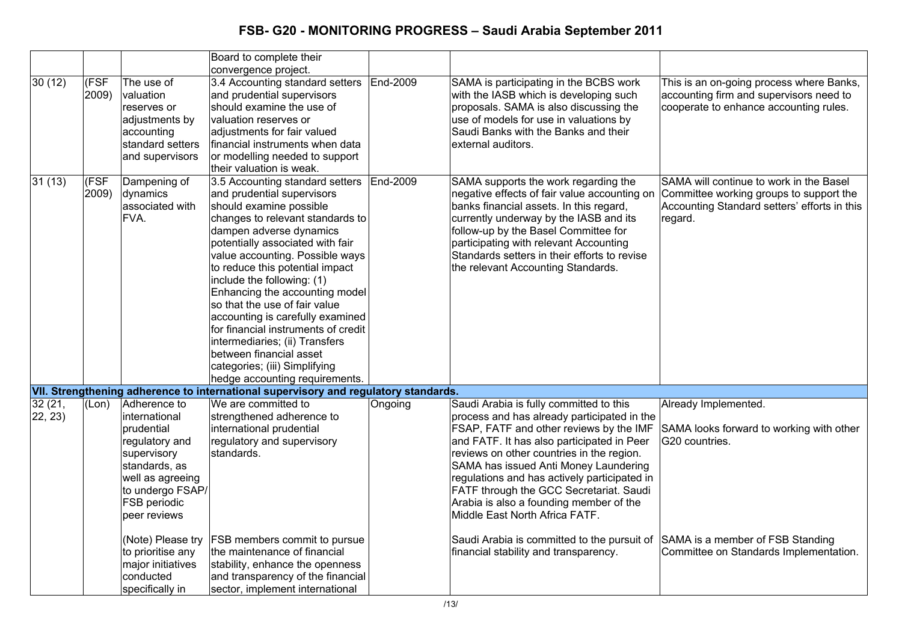| | | | Board to complete their convergence project. | | | |
|---|---|---|---|---|---|---|
| 30 (12) | (FSF 2009) | The use of valuation reserves or adjustments by accounting standard setters and supervisors | 3.4 Accounting standard setters and prudential supervisors should examine the use of valuation reserves or adjustments for fair valued financial instruments when data or modelling needed to support their valuation is weak. | End-2009 | SAMA is participating in the BCBS work with the IASB which is developing such proposals. SAMA is also discussing the use of models for use in valuations by Saudi Banks with the Banks and their external auditors. | This is an on-going process where Banks, accounting firm and supervisors need to cooperate to enhance accounting rules. |
| 31 (13) | (FSF 2009) | Dampening of dynamics associated with FVA. | 3.5 Accounting standard setters and prudential supervisors should examine possible changes to relevant standards to dampen adverse dynamics potentially associated with fair value accounting. Possible ways to reduce this potential impact include the following: (1) Enhancing the accounting model so that the use of fair value accounting is carefully examined for financial instruments of credit intermediaries; (ii) Transfers between financial asset categories; (iii) Simplifying hedge accounting requirements. | End-2009 | SAMA supports the work regarding the negative effects of fair value accounting on banks financial assets. In this regard, currently underway by the IASB and its follow-up by the Basel Committee for participating with relevant Accounting Standards setters in their efforts to revise the relevant Accounting Standards. | SAMA will continue to work in the Basel Committee working groups to support the Accounting Standard setters' efforts in this regard. |
| **VII. Strengthening adherence to international supervisory and regulatory standards.** | | | | | | |
| 32 (21, 22, 23) | (Lon) | Adherence to international prudential regulatory and supervisory standards, as well as agreeing to undergo FSAP/ FSB periodic peer reviews<br><br>(Note) Please try to prioritise any major initiatives conducted specifically in | We are committed to strengthened adherence to international prudential regulatory and supervisory standards.<br><br>FSB members commit to pursue the maintenance of financial stability, enhance the openness and transparency of the financial sector, implement international | Ongoing | Saudi Arabia is fully committed to this process and has already participated in the FSAP, FATF and other reviews by the IMF and FATF. It has also participated in Peer reviews on other countries in the region. SAMA has issued Anti Money Laundering regulations and has actively participated in FATF through the GCC Secretariat. Saudi Arabia is also a founding member of the Middle East North Africa FATF.<br><br>Saudi Arabia is committed to the pursuit of financial stability and transparency. | Already Implemented.<br><br>SAMA looks forward to working with other G20 countries.<br><br>SAMA is a member of FSB Standing Committee on Standards Implementation. |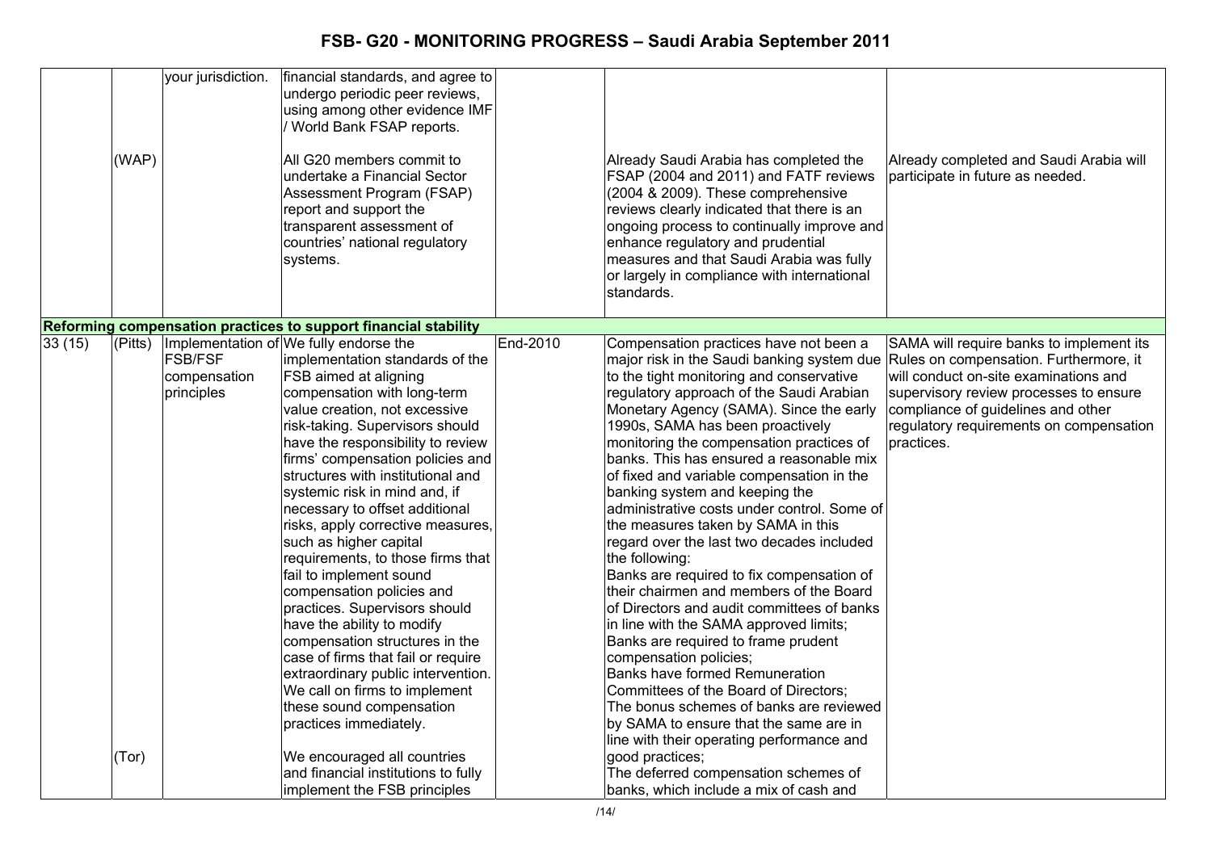# FSB- G20 - MONITORING PROGRESS – Saudi Arabia September 2011

| | | | | | | |
|---|---|---|---|---|---|---|
| | | your jurisdiction. | financial standards, and agree to undergo periodic peer reviews, using among other evidence IMF / World Bank FSAP reports. | | | |
| | (WAP) | | All G20 members commit to undertake a Financial Sector Assessment Program (FSAP) report and support the transparent assessment of countries' national regulatory systems. | | Already Saudi Arabia has completed the FSAP (2004 and 2011) and FATF reviews (2004 & 2009). These comprehensive reviews clearly indicated that there is an ongoing process to continually improve and enhance regulatory and prudential measures and that Saudi Arabia was fully or largely in compliance with international standards. | Already completed and Saudi Arabia will participate in future as needed. |
| **Reforming compensation practices to support financial stability** | | | | | | |
| 33 (15) | (Pitts)<br><br>(Tor) | Implementation of FSB/FSF compensation principles | We fully endorse the implementation standards of the FSB aimed at aligning compensation with long-term value creation, not excessive risk-taking. Supervisors should have the responsibility to review firms' compensation policies and structures with institutional and systemic risk in mind and, if necessary to offset additional risks, apply corrective measures, such as higher capital requirements, to those firms that fail to implement sound compensation policies and practices. Supervisors should have the ability to modify compensation structures in the case of firms that fail or require extraordinary public intervention. We call on firms to implement these sound compensation practices immediately.<br><br>We encouraged all countries and financial institutions to fully implement the FSB principles | End-2010 | Compensation practices have not been a major risk in the Saudi banking system due to the tight monitoring and conservative regulatory approach of the Saudi Arabian Monetary Agency (SAMA). Since the early 1990s, SAMA has been proactively monitoring the compensation practices of banks. This has ensured a reasonable mix of fixed and variable compensation in the banking system and keeping the administrative costs under control. Some of the measures taken by SAMA in this regard over the last two decades included the following:<br>Banks are required to fix compensation of their chairmen and members of the Board of Directors and audit committees of banks in line with the SAMA approved limits;<br>Banks are required to frame prudent compensation policies;<br>Banks have formed Remuneration Committees of the Board of Directors;<br>The bonus schemes of banks are reviewed by SAMA to ensure that the same are in line with their operating performance and good practices;<br>The deferred compensation schemes of banks, which include a mix of cash and | SAMA will require banks to implement its Rules on compensation. Furthermore, it will conduct on-site examinations and supervisory review processes to ensure compliance of guidelines and other regulatory requirements on compensation practices. |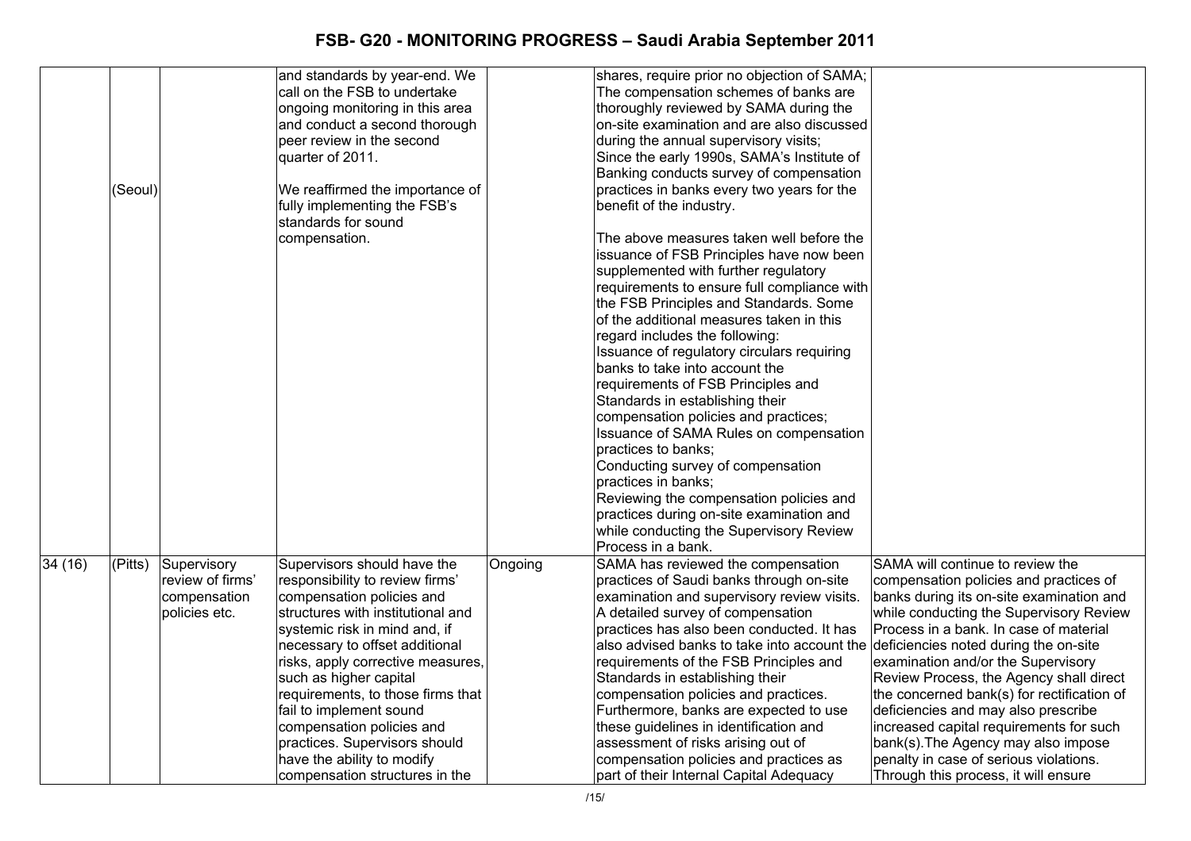| | | | | | | |
|---|---|---|---|---|---|---|
| | (Seoul) | | and standards by year-end. We call on the FSB to undertake ongoing monitoring in this area and conduct a second thorough peer review in the second quarter of 2011.<br><br>We reaffirmed the importance of fully implementing the FSB's standards for sound compensation. | | shares, require prior no objection of SAMA;<br>The compensation schemes of banks are thoroughly reviewed by SAMA during the on-site examination and are also discussed during the annual supervisory visits;<br>Since the early 1990s, SAMA's Institute of Banking conducts survey of compensation practices in banks every two years for the benefit of the industry.<br><br>The above measures taken well before the issuance of FSB Principles have now been supplemented with further regulatory requirements to ensure full compliance with the FSB Principles and Standards. Some of the additional measures taken in this regard includes the following:<br>Issuance of regulatory circulars requiring banks to take into account the requirements of FSB Principles and Standards in establishing their compensation policies and practices;<br>Issuance of SAMA Rules on compensation practices to banks;<br>Conducting survey of compensation practices in banks;<br>Reviewing the compensation policies and practices during on-site examination and while conducting the Supervisory Review Process in a bank. | |
| 34 (16) | (Pitts) | Supervisory review of firms' compensation policies etc. | Supervisors should have the responsibility to review firms' compensation policies and structures with institutional and systemic risk in mind and, if necessary to offset additional risks, apply corrective measures, such as higher capital requirements, to those firms that fail to implement sound compensation policies and practices. Supervisors should have the ability to modify compensation structures in the | Ongoing | SAMA has reviewed the compensation practices of Saudi banks through on-site examination and supervisory review visits. A detailed survey of compensation practices has also been conducted. It has also advised banks to take into account the requirements of the FSB Principles and Standards in establishing their compensation policies and practices. Furthermore, banks are expected to use these guidelines in identification and assessment of risks arising out of compensation policies and practices as part of their Internal Capital Adequacy | SAMA will continue to review the compensation policies and practices of banks during its on-site examination and while conducting the Supervisory Review Process in a bank. In case of material deficiencies noted during the on-site examination and/or the Supervisory Review Process, the Agency shall direct the concerned bank(s) for rectification of deficiencies and may also prescribe increased capital requirements for such bank(s).The Agency may also impose penalty in case of serious violations. Through this process, it will ensure |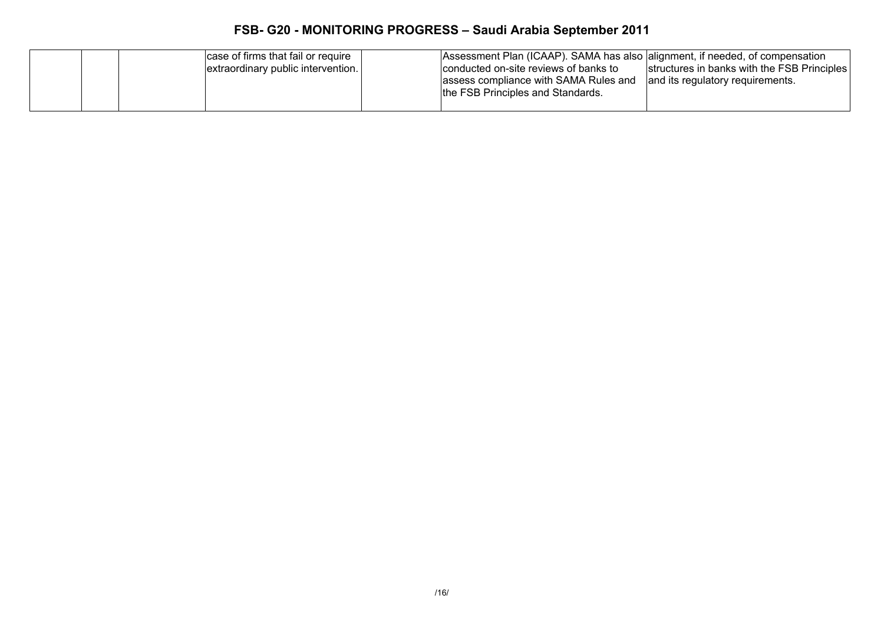| | | | | | | |
|---|---|---|---|---|---|---|
| | | | case of firms that fail or require extraordinary public intervention. | | Assessment Plan (ICAAP). SAMA has also conducted on-site reviews of banks to assess compliance with SAMA Rules and the FSB Principles and Standards. | alignment, if needed, of compensation structures in banks with the FSB Principles and its regulatory requirements. |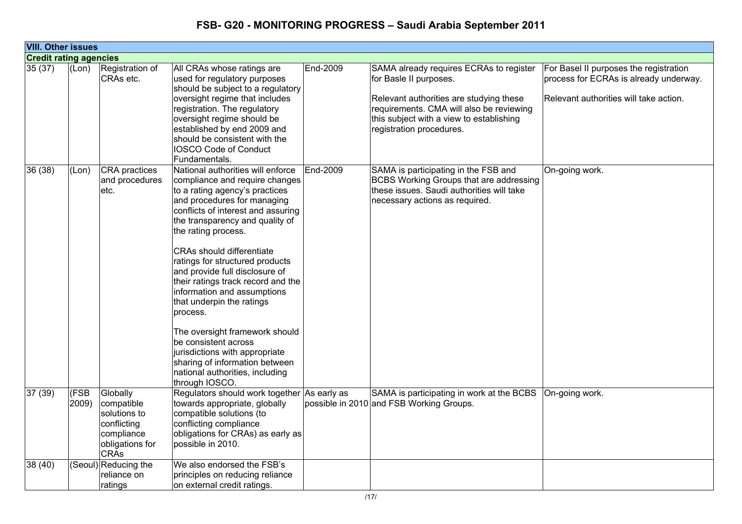# FSB- G20 - MONITORING PROGRESS – Saudi Arabia September 2011

| VIII. Other issues | | | | | | |
|---|---|---|---|---|---|---|
| **Credit rating agencies** | | | | | | |
| 35 (37) | (Lon) | Registration of CRAs etc. | All CRAs whose ratings are used for regulatory purposes should be subject to a regulatory oversight regime that includes registration. The regulatory oversight regime should be established by end 2009 and should be consistent with the IOSCO Code of Conduct Fundamentals. | End-2009 | SAMA already requires ECRAs to register for Basle II purposes.<br><br>Relevant authorities are studying these requirements. CMA will also be reviewing this subject with a view to establishing registration procedures. | For Basel II purposes the registration process for ECRAs is already underway.<br><br>Relevant authorities will take action. |
| 36 (38) | (Lon) | CRA practices and procedures etc. | National authorities will enforce compliance and require changes to a rating agency's practices and procedures for managing conflicts of interest and assuring the transparency and quality of the rating process.<br><br>CRAs should differentiate ratings for structured products and provide full disclosure of their ratings track record and the information and assumptions that underpin the ratings process.<br><br>The oversight framework should be consistent across jurisdictions with appropriate sharing of information between national authorities, including through IOSCO. | End-2009 | SAMA is participating in the FSB and BCBS Working Groups that are addressing these issues. Saudi authorities will take necessary actions as required. | On-going work. |
| 37 (39) | (FSB 2009) | Globally compatible solutions to conflicting compliance obligations for CRAs | Regulators should work together towards appropriate, globally compatible solutions (to conflicting compliance obligations for CRAs) as early as possible in 2010. | As early as possible in 2010 | SAMA is participating in work at the BCBS and FSB Working Groups. | On-going work. |
| 38 (40) | (Seoul) | Reducing the reliance on ratings | We also endorsed the FSB's principles on reducing reliance on external credit ratings. | | | |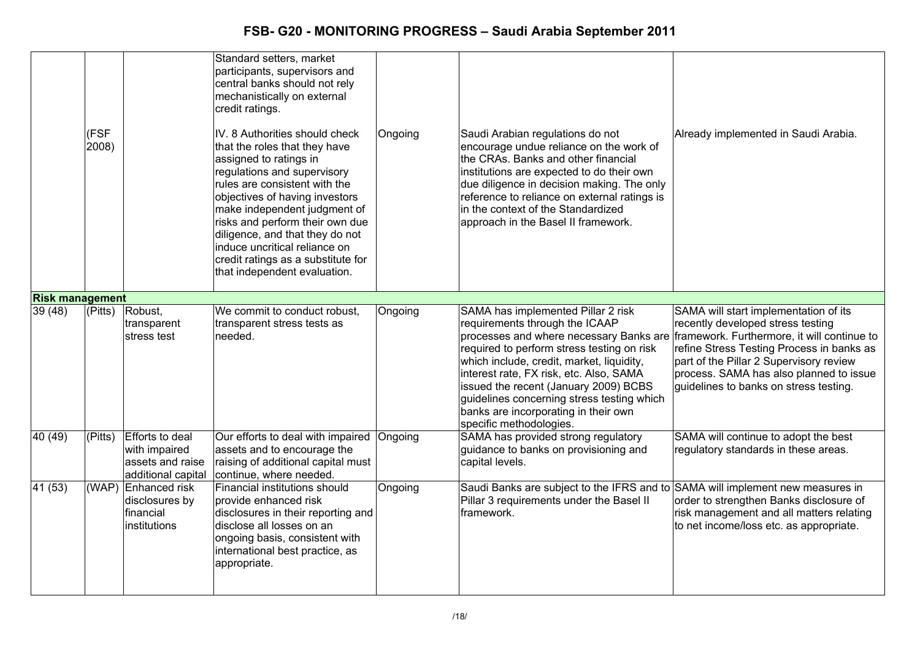# FSB- G20 - MONITORING PROGRESS – Saudi Arabia September 2011

| | | | | | | |
|---|---|---|---|---|---|---|
| | (FSF 2008) | | Standard setters, market participants, supervisors and central banks should not rely mechanistically on external credit ratings.<br><br>IV. 8 Authorities should check that the roles that they have assigned to ratings in regulations and supervisory rules are consistent with the objectives of having investors make independent judgment of risks and perform their own due diligence, and that they do not induce uncritical reliance on credit ratings as a substitute for that independent evaluation. | Ongoing | Saudi Arabian regulations do not encourage undue reliance on the work of the CRAs. Banks and other financial institutions are expected to do their own due diligence in decision making. The only reference to reliance on external ratings is in the context of the Standardized approach in the Basel II framework. | Already implemented in Saudi Arabia. |
| **Risk management** | | | | | | |
| 39 (48) | (Pitts) | Robust, transparent stress test | We commit to conduct robust, transparent stress tests as needed. | Ongoing | SAMA has implemented Pillar 2 risk requirements through the ICAAP processes and where necessary Banks are required to perform stress testing on risk which include, credit, market, liquidity, interest rate, FX risk, etc. Also, SAMA issued the recent (January 2009) BCBS guidelines concerning stress testing which banks are incorporating in their own specific methodologies. | SAMA will start implementation of its recently developed stress testing framework. Furthermore, it will continue to refine Stress Testing Process in banks as part of the Pillar 2 Supervisory review process. SAMA has also planned to issue guidelines to banks on stress testing. |
| 40 (49) | (Pitts) | Efforts to deal with impaired assets and raise additional capital | Our efforts to deal with impaired assets and to encourage the raising of additional capital must continue, where needed. | Ongoing | SAMA has provided strong regulatory guidance to banks on provisioning and capital levels. | SAMA will continue to adopt the best regulatory standards in these areas. |
| 41 (53) | (WAP) | Enhanced risk disclosures by financial institutions | Financial institutions should provide enhanced risk disclosures in their reporting and disclose all losses on an ongoing basis, consistent with international best practice, as appropriate. | Ongoing | Saudi Banks are subject to the IFRS and to Pillar 3 requirements under the Basel II framework. | SAMA will implement new measures in order to strengthen Banks disclosure of risk management and all matters relating to net income/loss etc. as appropriate. |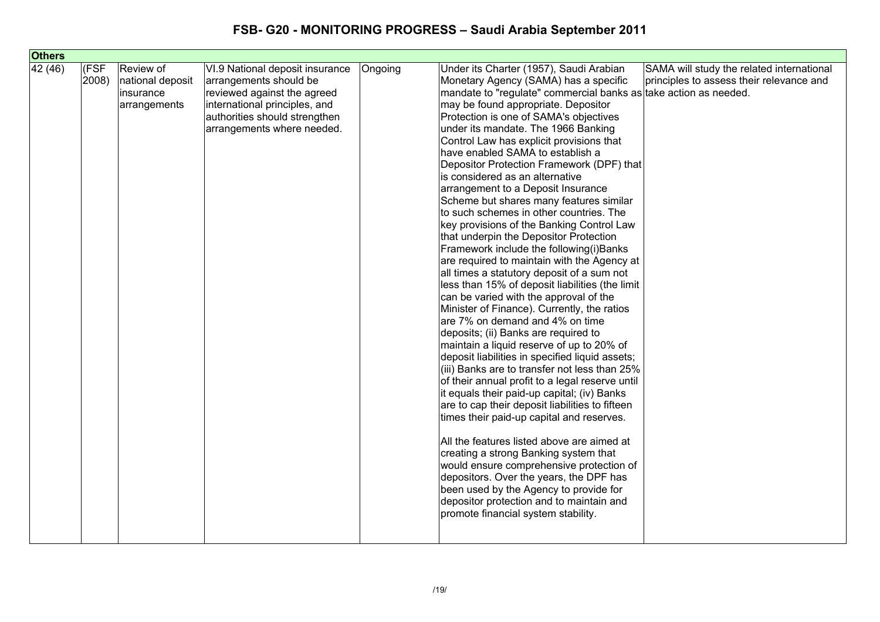# FSB- G20 - MONITORING PROGRESS – Saudi Arabia September 2011

| Others | | | | | | |
|---|---|---|---|---|---|---|
| 42 (46) | (FSF 2008) | Review of national deposit insurance arrangements | VI.9 National deposit insurance arrangements should be reviewed against the agreed international principles, and authorities should strengthen arrangements where needed. | Ongoing | Under its Charter (1957), Saudi Arabian Monetary Agency (SAMA) has a specific mandate to "regulate" commercial banks as may be found appropriate. Depositor Protection is one of SAMA's objectives under its mandate. The 1966 Banking Control Law has explicit provisions that have enabled SAMA to establish a Depositor Protection Framework (DPF) that is considered as an alternative arrangement to a Deposit Insurance Scheme but shares many features similar to such schemes in other countries. The key provisions of the Banking Control Law that underpin the Depositor Protection Framework include the following(i)Banks are required to maintain with the Agency at all times a statutory deposit of a sum not less than 15% of deposit liabilities (the limit can be varied with the approval of the Minister of Finance). Currently, the ratios are 7% on demand and 4% on time deposits; (ii) Banks are required to maintain a liquid reserve of up to 20% of deposit liabilities in specified liquid assets; (iii) Banks are to transfer not less than 25% of their annual profit to a legal reserve until it equals their paid-up capital; (iv) Banks are to cap their deposit liabilities to fifteen times their paid-up capital and reserves.<br><br>All the features listed above are aimed at creating a strong Banking system that would ensure comprehensive protection of depositors. Over the years, the DPF has been used by the Agency to provide for depositor protection and to maintain and promote financial system stability. | SAMA will study the related international principles to assess their relevance and take action as needed. |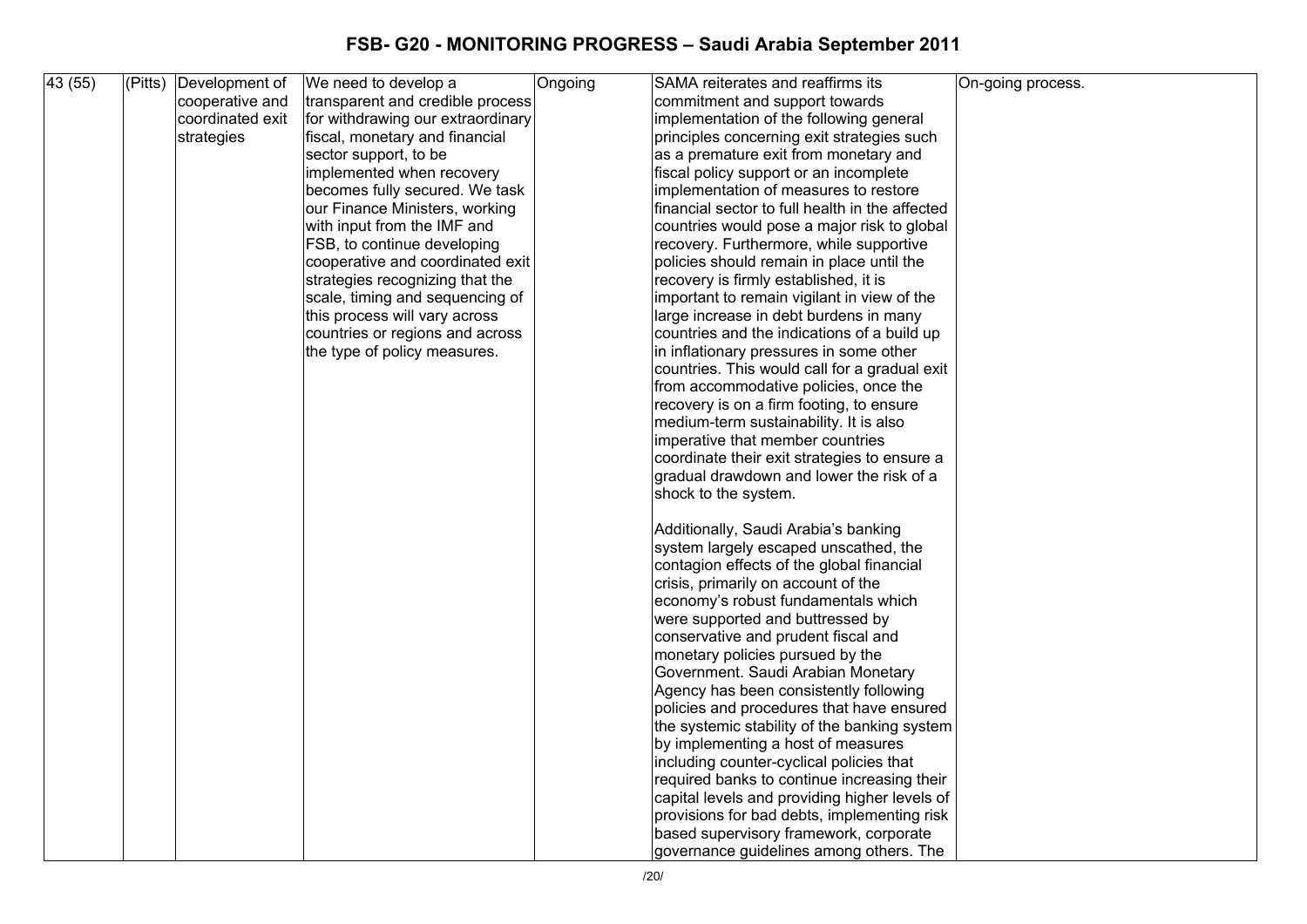# FSB- G20 - MONITORING PROGRESS – Saudi Arabia September 2011

| | | | | | | |
|---|---|---|---|---|---|---|
| 43 (55) | (Pitts) | Development of cooperative and coordinated exit strategies | We need to develop a transparent and credible process for withdrawing our extraordinary fiscal, monetary and financial sector support, to be implemented when recovery becomes fully secured. We task our Finance Ministers, working with input from the IMF and FSB, to continue developing cooperative and coordinated exit strategies recognizing that the scale, timing and sequencing of this process will vary across countries or regions and across the type of policy measures. | Ongoing | SAMA reiterates and reaffirms its commitment and support towards implementation of the following general principles concerning exit strategies such as a premature exit from monetary and fiscal policy support or an incomplete implementation of measures to restore financial sector to full health in the affected countries would pose a major risk to global recovery. Furthermore, while supportive policies should remain in place until the recovery is firmly established, it is important to remain vigilant in view of the large increase in debt burdens in many countries and the indications of a build up in inflationary pressures in some other countries. This would call for a gradual exit from accommodative policies, once the recovery is on a firm footing, to ensure medium-term sustainability. It is also imperative that member countries coordinate their exit strategies to ensure a gradual drawdown and lower the risk of a shock to the system.<br><br>Additionally, Saudi Arabia's banking system largely escaped unscathed, the contagion effects of the global financial crisis, primarily on account of the economy's robust fundamentals which were supported and buttressed by conservative and prudent fiscal and monetary policies pursued by the Government. Saudi Arabian Monetary Agency has been consistently following policies and procedures that have ensured the systemic stability of the banking system by implementing a host of measures including counter-cyclical policies that required banks to continue increasing their capital levels and providing higher levels of provisions for bad debts, implementing risk based supervisory framework, corporate governance guidelines among others. The | On-going process. |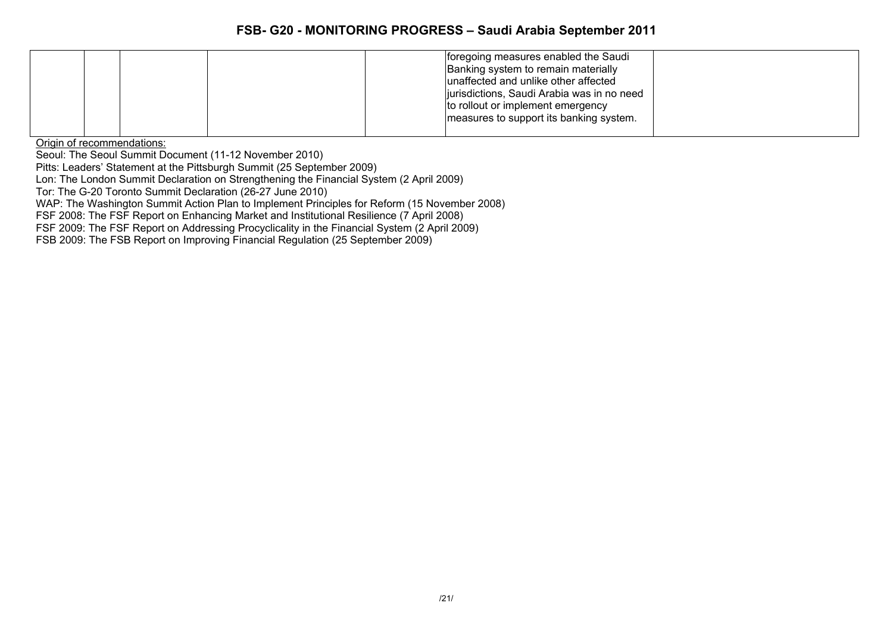| | | | | | | |
|---|---|---|---|---|---|---|
| | | | | | foregoing measures enabled the Saudi Banking system to remain materially unaffected and unlike other affected jurisdictions, Saudi Arabia was in no need to rollout or implement emergency measures to support its banking system. | |

Origin of recommendations:

Seoul: The Seoul Summit Document (11-12 November 2010)

Pitts: Leaders' Statement at the Pittsburgh Summit (25 September 2009)

Lon: The London Summit Declaration on Strengthening the Financial System (2 April 2009)

Tor: The G-20 Toronto Summit Declaration (26-27 June 2010)

WAP: The Washington Summit Action Plan to Implement Principles for Reform (15 November 2008)

FSF 2008: The FSF Report on Enhancing Market and Institutional Resilience (7 April 2008)

FSF 2009: The FSF Report on Addressing Procyclicality in the Financial System (2 April 2009)

FSB 2009: The FSB Report on Improving Financial Regulation (25 September 2009)